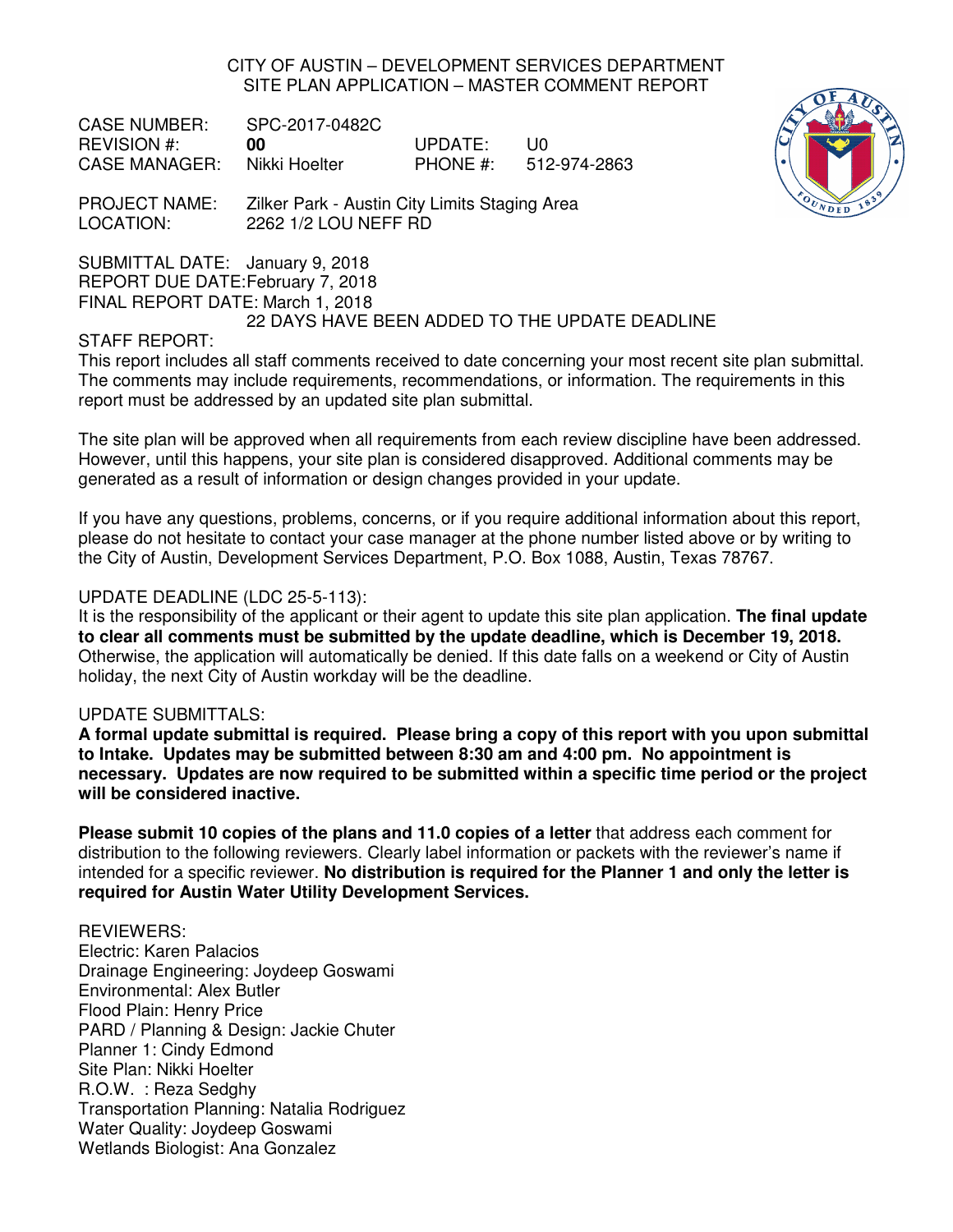CITY OF AUSTIN – DEVELOPMENT SERVICES DEPARTMENT
SITE PLAN APPLICATION – MASTER COMMENT REPORT

CASE NUMBER: SPC-2017-0482C
REVISION #: **00** UPDATE: U0
CASE MANAGER: Nikki Hoelter PHONE #: 512-974-2863

PROJECT NAME: Zilker Park - Austin City Limits Staging Area
LOCATION: 2262 1/2 LOU NEFF RD

SUBMITTAL DATE: January 9, 2018
REPORT DUE DATE: February 7, 2018
FINAL REPORT DATE: March 1, 2018
22 DAYS HAVE BEEN ADDED TO THE UPDATE DEADLINE

STAFF REPORT:
This report includes all staff comments received to date concerning your most recent site plan submittal. The comments may include requirements, recommendations, or information. The requirements in this report must be addressed by an updated site plan submittal.

The site plan will be approved when all requirements from each review discipline have been addressed. However, until this happens, your site plan is considered disapproved. Additional comments may be generated as a result of information or design changes provided in your update.

If you have any questions, problems, concerns, or if you require additional information about this report, please do not hesitate to contact your case manager at the phone number listed above or by writing to the City of Austin, Development Services Department, P.O. Box 1088, Austin, Texas 78767.

UPDATE DEADLINE (LDC 25-5-113):
It is the responsibility of the applicant or their agent to update this site plan application. **The final update to clear all comments must be submitted by the update deadline, which is December 19, 2018.** Otherwise, the application will automatically be denied. If this date falls on a weekend or City of Austin holiday, the next City of Austin workday will be the deadline.

UPDATE SUBMITTALS:
**A formal update submittal is required. Please bring a copy of this report with you upon submittal to Intake. Updates may be submitted between 8:30 am and 4:00 pm. No appointment is necessary. Updates are now required to be submitted within a specific time period or the project will be considered inactive.**

**Please submit 10 copies of the plans and 11.0 copies of a letter** that address each comment for distribution to the following reviewers. Clearly label information or packets with the reviewer's name if intended for a specific reviewer. **No distribution is required for the Planner 1 and only the letter is required for Austin Water Utility Development Services.**

REVIEWERS:
Electric: Karen Palacios
Drainage Engineering: Joydeep Goswami
Environmental: Alex Butler
Flood Plain: Henry Price
PARD / Planning & Design: Jackie Chuter
Planner 1: Cindy Edmond
Site Plan: Nikki Hoelter
R.O.W. : Reza Sedghy
Transportation Planning: Natalia Rodriguez
Water Quality: Joydeep Goswami
Wetlands Biologist: Ana Gonzalez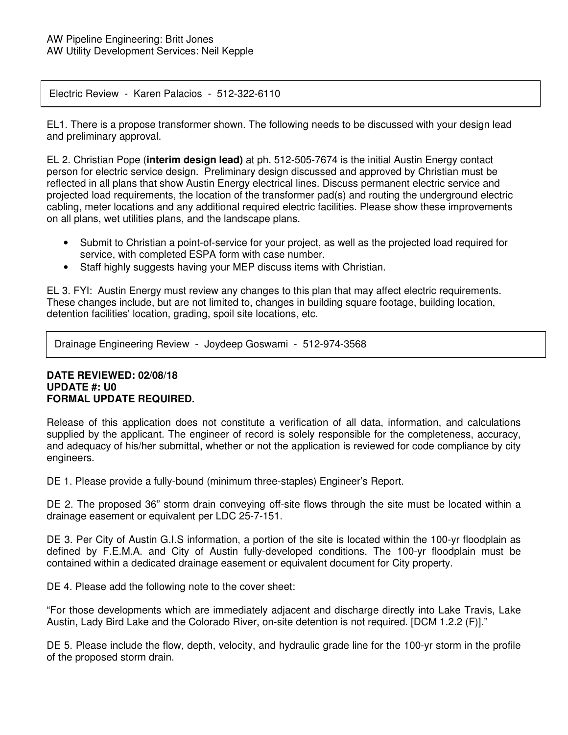AW Pipeline Engineering: Britt Jones
AW Utility Development Services: Neil Kepple

Electric Review - Karen Palacios - 512-322-6110

EL1. There is a propose transformer shown. The following needs to be discussed with your design lead and preliminary approval.

EL 2. Christian Pope (**interim design lead)** at ph. 512-505-7674 is the initial Austin Energy contact person for electric service design. Preliminary design discussed and approved by Christian must be reflected in all plans that show Austin Energy electrical lines. Discuss permanent electric service and projected load requirements, the location of the transformer pad(s) and routing the underground electric cabling, meter locations and any additional required electric facilities. Please show these improvements on all plans, wet utilities plans, and the landscape plans.

- Submit to Christian a point-of-service for your project, as well as the projected load required for service, with completed ESPA form with case number.
- Staff highly suggests having your MEP discuss items with Christian.

EL 3. FYI: Austin Energy must review any changes to this plan that may affect electric requirements. These changes include, but are not limited to, changes in building square footage, building location, detention facilities' location, grading, spoil site locations, etc.

Drainage Engineering Review - Joydeep Goswami - 512-974-3568

**DATE REVIEWED: 02/08/18**
**UPDATE #: U0**
**FORMAL UPDATE REQUIRED.**

Release of this application does not constitute a verification of all data, information, and calculations supplied by the applicant. The engineer of record is solely responsible for the completeness, accuracy, and adequacy of his/her submittal, whether or not the application is reviewed for code compliance by city engineers.

DE 1. Please provide a fully-bound (minimum three-staples) Engineer's Report.

DE 2. The proposed 36" storm drain conveying off-site flows through the site must be located within a drainage easement or equivalent per LDC 25-7-151.

DE 3. Per City of Austin G.I.S information, a portion of the site is located within the 100-yr floodplain as defined by F.E.M.A. and City of Austin fully-developed conditions. The 100-yr floodplain must be contained within a dedicated drainage easement or equivalent document for City property.

DE 4. Please add the following note to the cover sheet:

"For those developments which are immediately adjacent and discharge directly into Lake Travis, Lake Austin, Lady Bird Lake and the Colorado River, on-site detention is not required. [DCM 1.2.2 (F)]."

DE 5. Please include the flow, depth, velocity, and hydraulic grade line for the 100-yr storm in the profile of the proposed storm drain.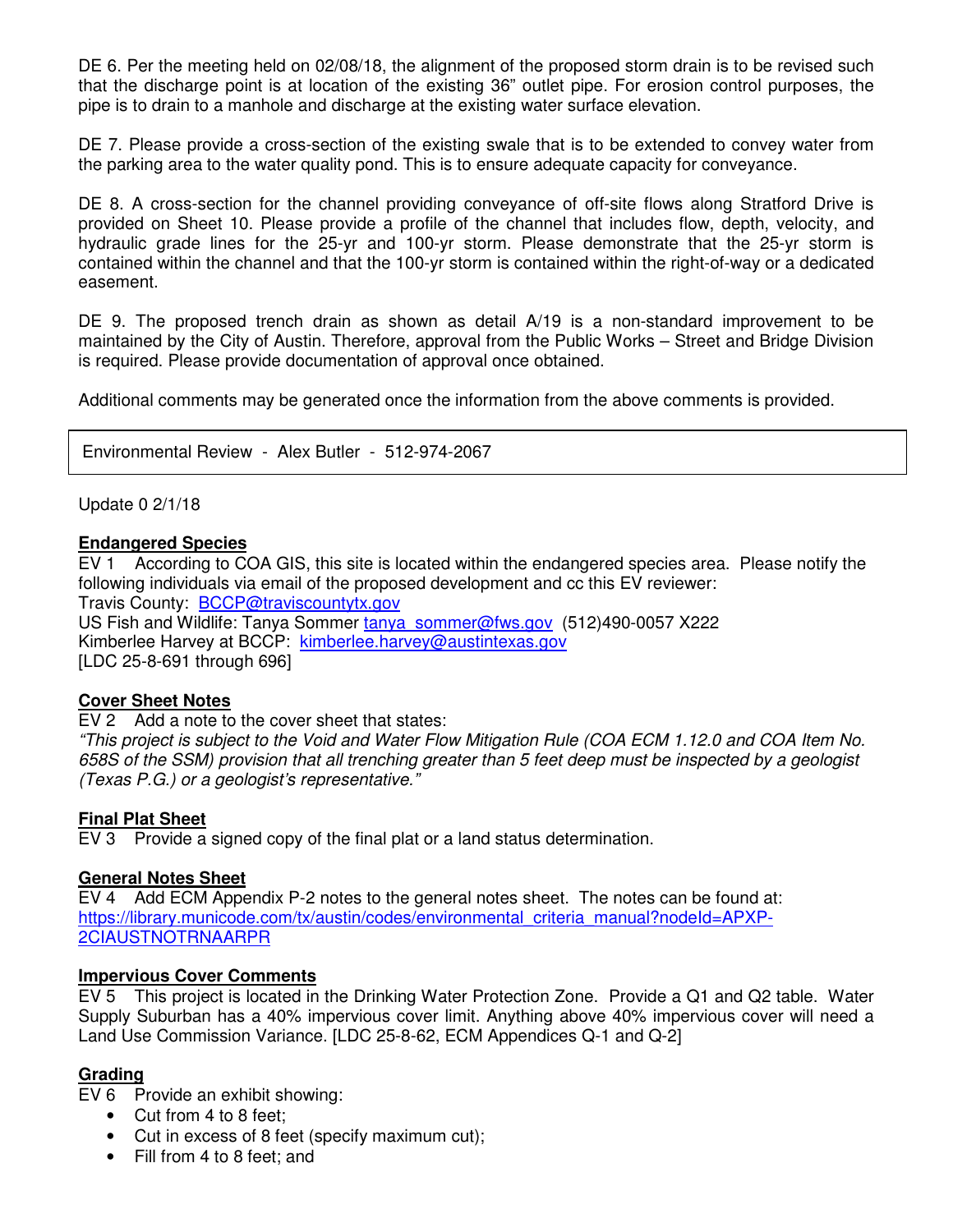DE 6. Per the meeting held on 02/08/18, the alignment of the proposed storm drain is to be revised such that the discharge point is at location of the existing 36" outlet pipe. For erosion control purposes, the pipe is to drain to a manhole and discharge at the existing water surface elevation.

DE 7. Please provide a cross-section of the existing swale that is to be extended to convey water from the parking area to the water quality pond. This is to ensure adequate capacity for conveyance.

DE 8. A cross-section for the channel providing conveyance of off-site flows along Stratford Drive is provided on Sheet 10. Please provide a profile of the channel that includes flow, depth, velocity, and hydraulic grade lines for the 25-yr and 100-yr storm. Please demonstrate that the 25-yr storm is contained within the channel and that the 100-yr storm is contained within the right-of-way or a dedicated easement.

DE 9. The proposed trench drain as shown as detail A/19 is a non-standard improvement to be maintained by the City of Austin. Therefore, approval from the Public Works – Street and Bridge Division is required. Please provide documentation of approval once obtained.

Additional comments may be generated once the information from the above comments is provided.

Environmental Review - Alex Butler - 512-974-2067

Update 0 2/1/18

**Endangered Species**

EV 1 According to COA GIS, this site is located within the endangered species area. Please notify the following individuals via email of the proposed development and cc this EV reviewer:
Travis County: BCCP@traviscountytx.gov
US Fish and Wildlife: Tanya Sommer tanya_sommer@fws.gov (512)490-0057 X222
Kimberlee Harvey at BCCP: kimberlee.harvey@austintexas.gov
[LDC 25-8-691 through 696]

**Cover Sheet Notes**

EV 2 Add a note to the cover sheet that states:
*"This project is subject to the Void and Water Flow Mitigation Rule (COA ECM 1.12.0 and COA Item No. 658S of the SSM) provision that all trenching greater than 5 feet deep must be inspected by a geologist (Texas P.G.) or a geologist's representative."*

**Final Plat Sheet**

EV 3 Provide a signed copy of the final plat or a land status determination.

**General Notes Sheet**

EV 4 Add ECM Appendix P-2 notes to the general notes sheet. The notes can be found at: https://library.municode.com/tx/austin/codes/environmental_criteria_manual?nodeId=APXP-2CIAUSTNOTRNAARPR

**Impervious Cover Comments**

EV 5 This project is located in the Drinking Water Protection Zone. Provide a Q1 and Q2 table. Water Supply Suburban has a 40% impervious cover limit. Anything above 40% impervious cover will need a Land Use Commission Variance. [LDC 25-8-62, ECM Appendices Q-1 and Q-2]

**Grading**

EV 6 Provide an exhibit showing:

- Cut from 4 to 8 feet;
- Cut in excess of 8 feet (specify maximum cut);
- Fill from 4 to 8 feet; and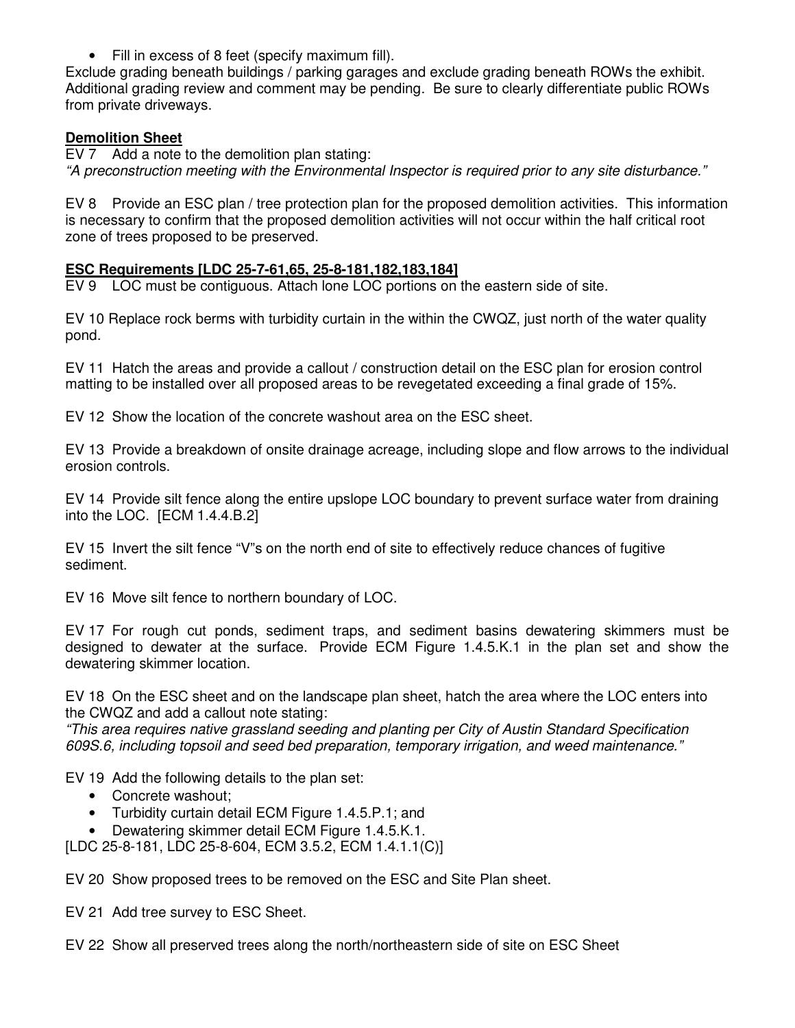- Fill in excess of 8 feet (specify maximum fill).

Exclude grading beneath buildings / parking garages and exclude grading beneath ROWs the exhibit. Additional grading review and comment may be pending. Be sure to clearly differentiate public ROWs from private driveways.

**Demolition Sheet**

EV 7 Add a note to the demolition plan stating:
*"A preconstruction meeting with the Environmental Inspector is required prior to any site disturbance."*

EV 8 Provide an ESC plan / tree protection plan for the proposed demolition activities. This information is necessary to confirm that the proposed demolition activities will not occur within the half critical root zone of trees proposed to be preserved.

**ESC Requirements [LDC 25-7-61,65, 25-8-181,182,183,184]**

EV 9 LOC must be contiguous. Attach lone LOC portions on the eastern side of site.

EV 10 Replace rock berms with turbidity curtain in the within the CWQZ, just north of the water quality pond.

EV 11 Hatch the areas and provide a callout / construction detail on the ESC plan for erosion control matting to be installed over all proposed areas to be revegetated exceeding a final grade of 15%.

EV 12 Show the location of the concrete washout area on the ESC sheet.

EV 13 Provide a breakdown of onsite drainage acreage, including slope and flow arrows to the individual erosion controls.

EV 14 Provide silt fence along the entire upslope LOC boundary to prevent surface water from draining into the LOC. [ECM 1.4.4.B.2]

EV 15 Invert the silt fence "V"s on the north end of site to effectively reduce chances of fugitive sediment.

EV 16 Move silt fence to northern boundary of LOC.

EV 17 For rough cut ponds, sediment traps, and sediment basins dewatering skimmers must be designed to dewater at the surface. Provide ECM Figure 1.4.5.K.1 in the plan set and show the dewatering skimmer location.

EV 18 On the ESC sheet and on the landscape plan sheet, hatch the area where the LOC enters into the CWQZ and add a callout note stating:
*"This area requires native grassland seeding and planting per City of Austin Standard Specification 609S.6, including topsoil and seed bed preparation, temporary irrigation, and weed maintenance."*

EV 19 Add the following details to the plan set:

- Concrete washout;
- Turbidity curtain detail ECM Figure 1.4.5.P.1; and
- Dewatering skimmer detail ECM Figure 1.4.5.K.1.

[LDC 25-8-181, LDC 25-8-604, ECM 3.5.2, ECM 1.4.1.1(C)]

EV 20 Show proposed trees to be removed on the ESC and Site Plan sheet.

EV 21 Add tree survey to ESC Sheet.

EV 22 Show all preserved trees along the north/northeastern side of site on ESC Sheet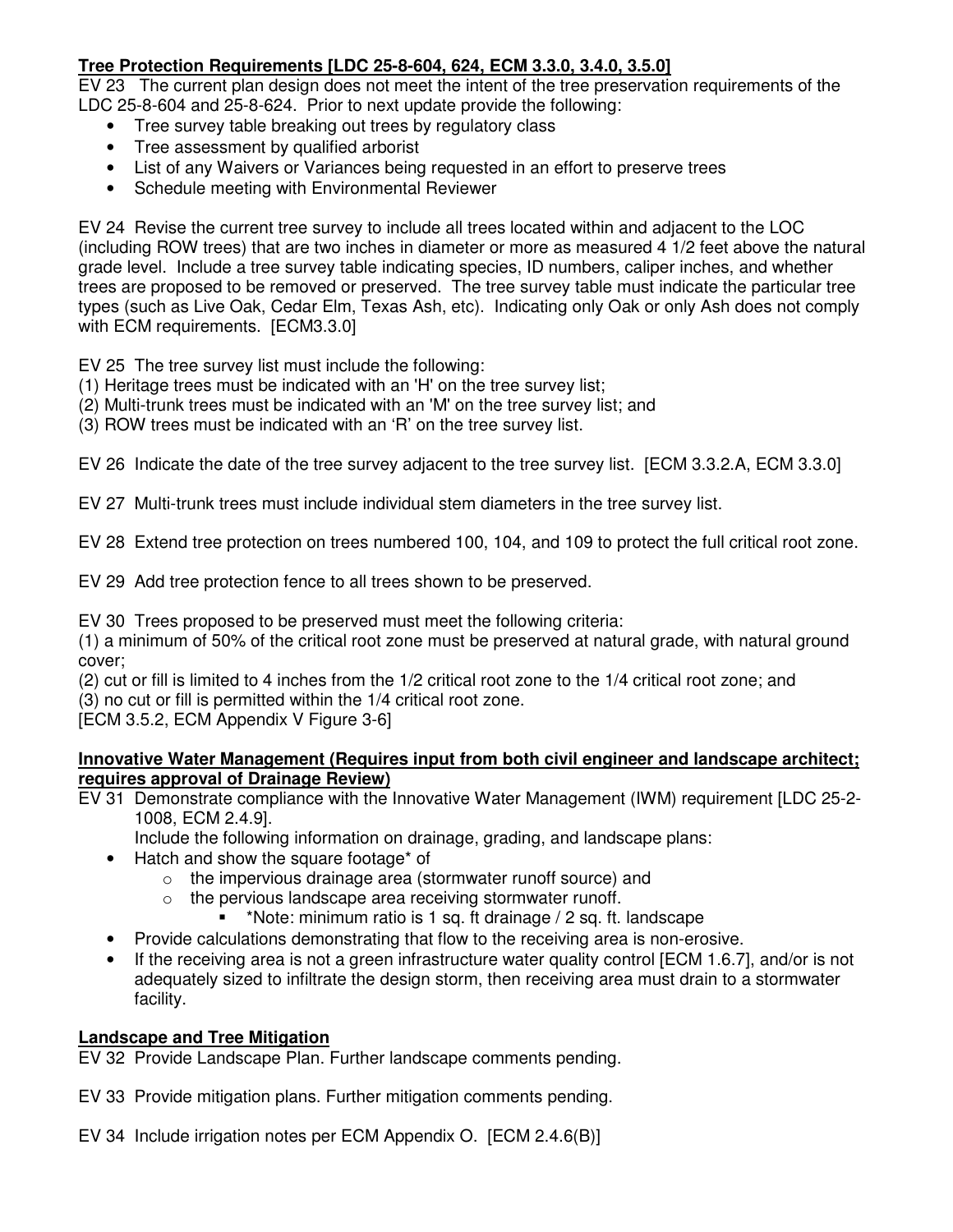**Tree Protection Requirements [LDC 25-8-604, 624, ECM 3.3.0, 3.4.0, 3.5.0]**

EV 23 The current plan design does not meet the intent of the tree preservation requirements of the LDC 25-8-604 and 25-8-624. Prior to next update provide the following:

- Tree survey table breaking out trees by regulatory class
- Tree assessment by qualified arborist
- List of any Waivers or Variances being requested in an effort to preserve trees
- Schedule meeting with Environmental Reviewer

EV 24 Revise the current tree survey to include all trees located within and adjacent to the LOC (including ROW trees) that are two inches in diameter or more as measured 4 1/2 feet above the natural grade level. Include a tree survey table indicating species, ID numbers, caliper inches, and whether trees are proposed to be removed or preserved. The tree survey table must indicate the particular tree types (such as Live Oak, Cedar Elm, Texas Ash, etc). Indicating only Oak or only Ash does not comply with ECM requirements. [ECM3.3.0]

EV 25 The tree survey list must include the following:
(1) Heritage trees must be indicated with an 'H' on the tree survey list;
(2) Multi-trunk trees must be indicated with an 'M' on the tree survey list; and
(3) ROW trees must be indicated with an 'R' on the tree survey list.

EV 26 Indicate the date of the tree survey adjacent to the tree survey list. [ECM 3.3.2.A, ECM 3.3.0]

EV 27 Multi-trunk trees must include individual stem diameters in the tree survey list.

EV 28 Extend tree protection on trees numbered 100, 104, and 109 to protect the full critical root zone.

EV 29 Add tree protection fence to all trees shown to be preserved.

EV 30 Trees proposed to be preserved must meet the following criteria:
(1) a minimum of 50% of the critical root zone must be preserved at natural grade, with natural ground cover;
(2) cut or fill is limited to 4 inches from the 1/2 critical root zone to the 1/4 critical root zone; and
(3) no cut or fill is permitted within the 1/4 critical root zone.
[ECM 3.5.2, ECM Appendix V Figure 3-6]

**Innovative Water Management (Requires input from both civil engineer and landscape architect; requires approval of Drainage Review)**

EV 31 Demonstrate compliance with the Innovative Water Management (IWM) requirement [LDC 25-2-1008, ECM 2.4.9].
Include the following information on drainage, grading, and landscape plans:

- Hatch and show the square footage* of
  - the impervious drainage area (stormwater runoff source) and
  - the pervious landscape area receiving stormwater runoff.
    - *Note: minimum ratio is 1 sq. ft drainage / 2 sq. ft. landscape
- Provide calculations demonstrating that flow to the receiving area is non-erosive.
- If the receiving area is not a green infrastructure water quality control [ECM 1.6.7], and/or is not adequately sized to infiltrate the design storm, then receiving area must drain to a stormwater facility.

**Landscape and Tree Mitigation**

EV 32 Provide Landscape Plan. Further landscape comments pending.

EV 33 Provide mitigation plans. Further mitigation comments pending.

EV 34 Include irrigation notes per ECM Appendix O. [ECM 2.4.6(B)]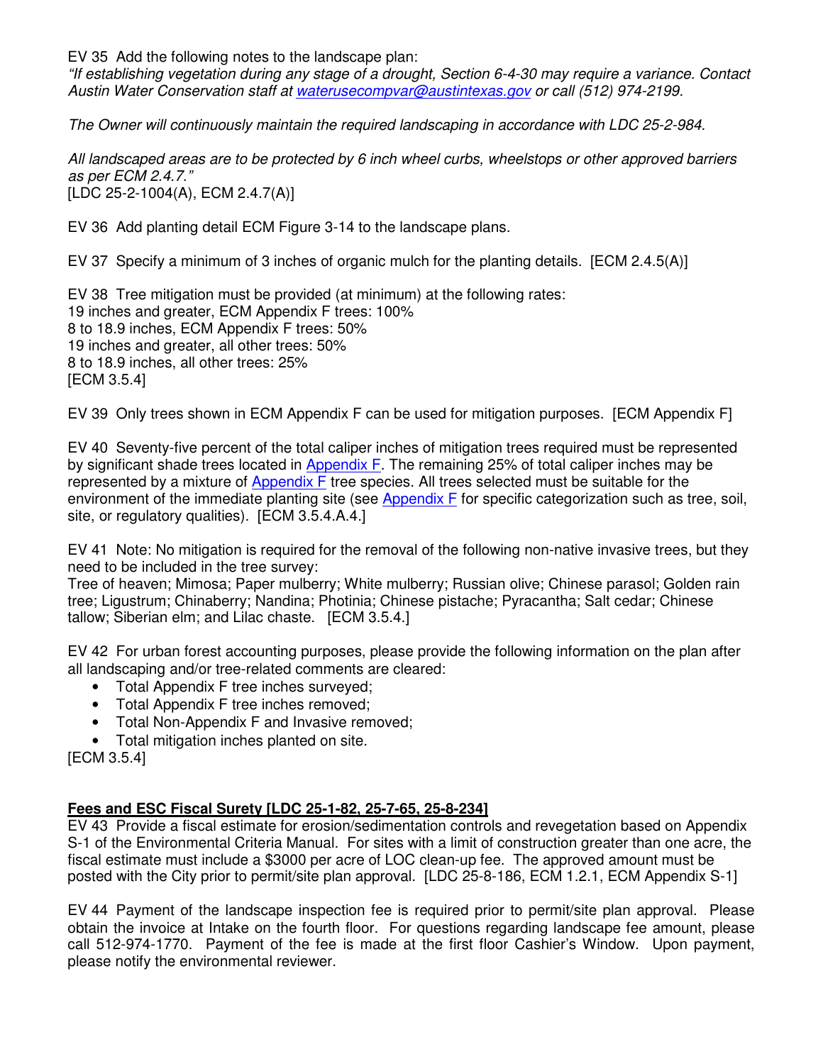EV 35 Add the following notes to the landscape plan:

*"If establishing vegetation during any stage of a drought, Section 6-4-30 may require a variance. Contact Austin Water Conservation staff at waterusecompvar@austintexas.gov or call (512) 974-2199.*

*The Owner will continuously maintain the required landscaping in accordance with LDC 25-2-984.*

*All landscaped areas are to be protected by 6 inch wheel curbs, wheelstops or other approved barriers as per ECM 2.4.7."*

[LDC 25-2-1004(A), ECM 2.4.7(A)]

EV 36 Add planting detail ECM Figure 3-14 to the landscape plans.

EV 37 Specify a minimum of 3 inches of organic mulch for the planting details. [ECM 2.4.5(A)]

EV 38 Tree mitigation must be provided (at minimum) at the following rates:
19 inches and greater, ECM Appendix F trees: 100%
8 to 18.9 inches, ECM Appendix F trees: 50%
19 inches and greater, all other trees: 50%
8 to 18.9 inches, all other trees: 25%
[ECM 3.5.4]

EV 39 Only trees shown in ECM Appendix F can be used for mitigation purposes. [ECM Appendix F]

EV 40 Seventy-five percent of the total caliper inches of mitigation trees required must be represented by significant shade trees located in Appendix F. The remaining 25% of total caliper inches may be represented by a mixture of Appendix F tree species. All trees selected must be suitable for the environment of the immediate planting site (see Appendix F for specific categorization such as tree, soil, site, or regulatory qualities). [ECM 3.5.4.A.4.]

EV 41 Note: No mitigation is required for the removal of the following non-native invasive trees, but they need to be included in the tree survey:
Tree of heaven; Mimosa; Paper mulberry; White mulberry; Russian olive; Chinese parasol; Golden rain tree; Ligustrum; Chinaberry; Nandina; Photinia; Chinese pistache; Pyracantha; Salt cedar; Chinese tallow; Siberian elm; and Lilac chaste. [ECM 3.5.4.]

EV 42 For urban forest accounting purposes, please provide the following information on the plan after all landscaping and/or tree-related comments are cleared:

- Total Appendix F tree inches surveyed;
- Total Appendix F tree inches removed;
- Total Non-Appendix F and Invasive removed;
- Total mitigation inches planted on site.

[ECM 3.5.4]

**Fees and ESC Fiscal Surety [LDC 25-1-82, 25-7-65, 25-8-234]**

EV 43 Provide a fiscal estimate for erosion/sedimentation controls and revegetation based on Appendix S-1 of the Environmental Criteria Manual. For sites with a limit of construction greater than one acre, the fiscal estimate must include a $3000 per acre of LOC clean-up fee. The approved amount must be posted with the City prior to permit/site plan approval. [LDC 25-8-186, ECM 1.2.1, ECM Appendix S-1]

EV 44 Payment of the landscape inspection fee is required prior to permit/site plan approval. Please obtain the invoice at Intake on the fourth floor. For questions regarding landscape fee amount, please call 512-974-1770. Payment of the fee is made at the first floor Cashier's Window. Upon payment, please notify the environmental reviewer.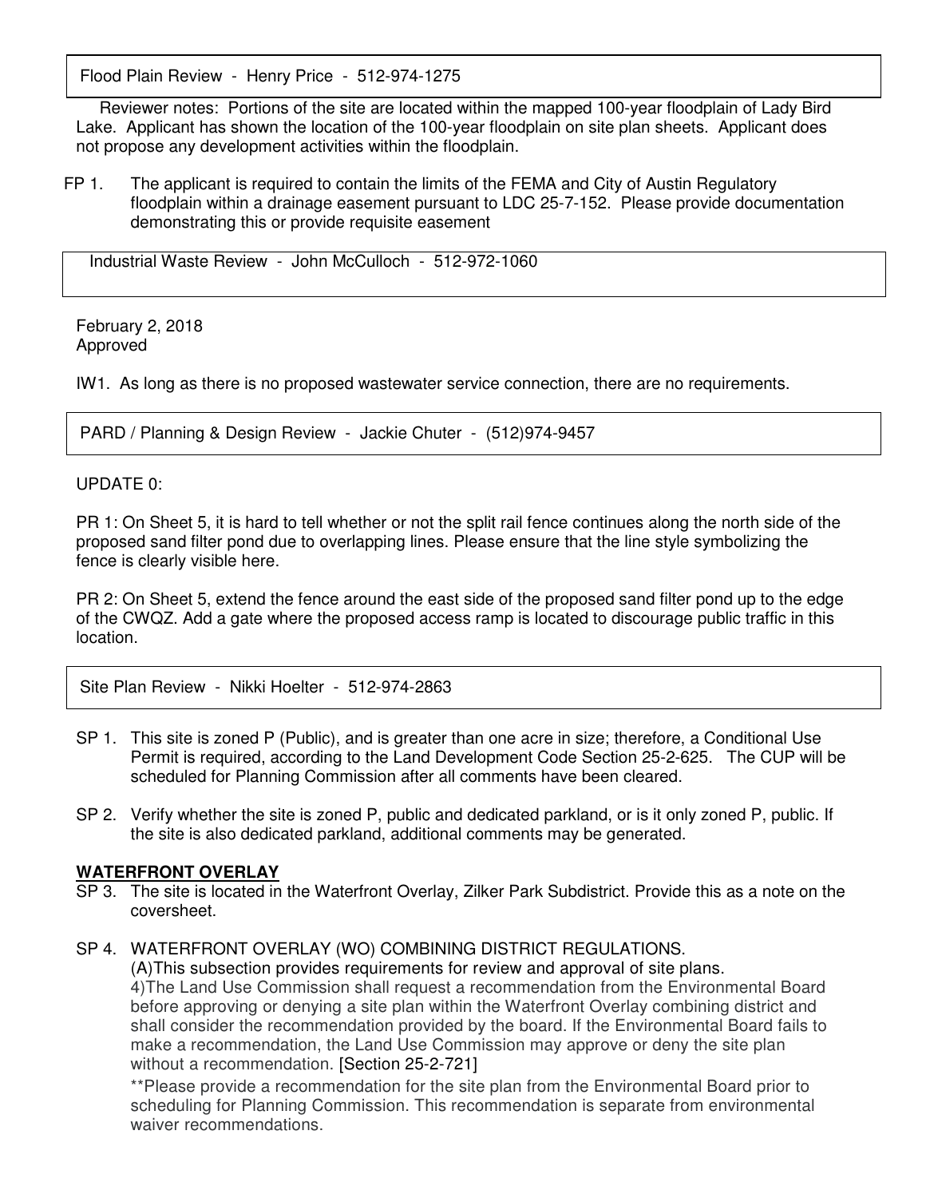Flood Plain Review - Henry Price - 512-974-1275

Reviewer notes: Portions of the site are located within the mapped 100-year floodplain of Lady Bird Lake. Applicant has shown the location of the 100-year floodplain on site plan sheets. Applicant does not propose any development activities within the floodplain.

FP 1. The applicant is required to contain the limits of the FEMA and City of Austin Regulatory floodplain within a drainage easement pursuant to LDC 25-7-152. Please provide documentation demonstrating this or provide requisite easement

Industrial Waste Review - John McCulloch - 512-972-1060

February 2, 2018
Approved

IW1. As long as there is no proposed wastewater service connection, there are no requirements.

PARD / Planning & Design Review - Jackie Chuter - (512)974-9457

UPDATE 0:

PR 1: On Sheet 5, it is hard to tell whether or not the split rail fence continues along the north side of the proposed sand filter pond due to overlapping lines. Please ensure that the line style symbolizing the fence is clearly visible here.

PR 2: On Sheet 5, extend the fence around the east side of the proposed sand filter pond up to the edge of the CWQZ. Add a gate where the proposed access ramp is located to discourage public traffic in this location.

Site Plan Review - Nikki Hoelter - 512-974-2863

SP 1. This site is zoned P (Public), and is greater than one acre in size; therefore, a Conditional Use Permit is required, according to the Land Development Code Section 25-2-625. The CUP will be scheduled for Planning Commission after all comments have been cleared.

SP 2. Verify whether the site is zoned P, public and dedicated parkland, or is it only zoned P, public. If the site is also dedicated parkland, additional comments may be generated.

**WATERFRONT OVERLAY**

SP 3. The site is located in the Waterfront Overlay, Zilker Park Subdistrict. Provide this as a note on the coversheet.

SP 4. WATERFRONT OVERLAY (WO) COMBINING DISTRICT REGULATIONS.
(A)This subsection provides requirements for review and approval of site plans.
4)The Land Use Commission shall request a recommendation from the Environmental Board before approving or denying a site plan within the Waterfront Overlay combining district and shall consider the recommendation provided by the board. If the Environmental Board fails to make a recommendation, the Land Use Commission may approve or deny the site plan without a recommendation. [Section 25-2-721]

**Please provide a recommendation for the site plan from the Environmental Board prior to scheduling for Planning Commission. This recommendation is separate from environmental waiver recommendations.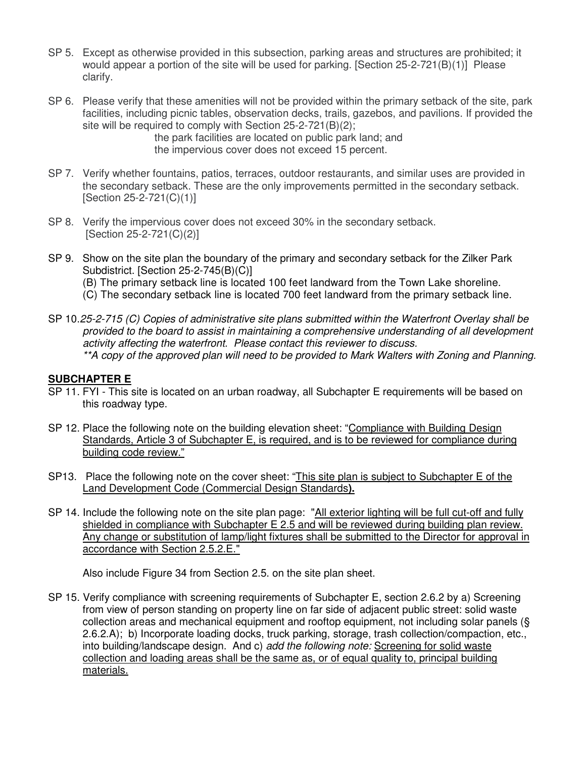SP 5. Except as otherwise provided in this subsection, parking areas and structures are prohibited; it would appear a portion of the site will be used for parking. [Section 25-2-721(B)(1)] Please clarify.

SP 6. Please verify that these amenities will not be provided within the primary setback of the site, park facilities, including picnic tables, observation decks, trails, gazebos, and pavilions. If provided the site will be required to comply with Section 25-2-721(B)(2);

the park facilities are located on public park land; and
the impervious cover does not exceed 15 percent.

SP 7. Verify whether fountains, patios, terraces, outdoor restaurants, and similar uses are provided in the secondary setback. These are the only improvements permitted in the secondary setback. [Section 25-2-721(C)(1)]

SP 8. Verify the impervious cover does not exceed 30% in the secondary setback. [Section 25-2-721(C)(2)]

SP 9. Show on the site plan the boundary of the primary and secondary setback for the Zilker Park Subdistrict. [Section 25-2-745(B)(C)]
(B) The primary setback line is located 100 feet landward from the Town Lake shoreline.
(C) The secondary setback line is located 700 feet landward from the primary setback line.

SP 10. *25-2-715 (C) Copies of administrative site plans submitted within the Waterfront Overlay shall be provided to the board to assist in maintaining a comprehensive understanding of all development activity affecting the waterfront. Please contact this reviewer to discuss.*
*\*\*A copy of the approved plan will need to be provided to Mark Walters with Zoning and Planning.*

## SUBCHAPTER E

SP 11. FYI - This site is located on an urban roadway, all Subchapter E requirements will be based on this roadway type.

SP 12. Place the following note on the building elevation sheet: "<u>Compliance with Building Design Standards, Article 3 of Subchapter E, is required, and is to be reviewed for compliance during building code review.</u>"

SP13. Place the following note on the cover sheet: "<u>This site plan is subject to Subchapter E of the Land Development Code (Commercial Design Standards</u>**).**

SP 14. Include the following note on the site plan page: "<u>All exterior lighting will be full cut-off and fully shielded in compliance with Subchapter E 2.5 and will be reviewed during building plan review. Any change or substitution of lamp/light fixtures shall be submitted to the Director for approval in accordance with Section 2.5.2.E.</u>"

Also include Figure 34 from Section 2.5. on the site plan sheet.

SP 15. Verify compliance with screening requirements of Subchapter E, section 2.6.2 by a) Screening from view of person standing on property line on far side of adjacent public street: solid waste collection areas and mechanical equipment and rooftop equipment, not including solar panels (§ 2.6.2.A); b) Incorporate loading docks, truck parking, storage, trash collection/compaction, etc., into building/landscape design. And c) *add the following note:* <u>Screening for solid waste collection and loading areas shall be the same as, or of equal quality to, principal building materials.</u>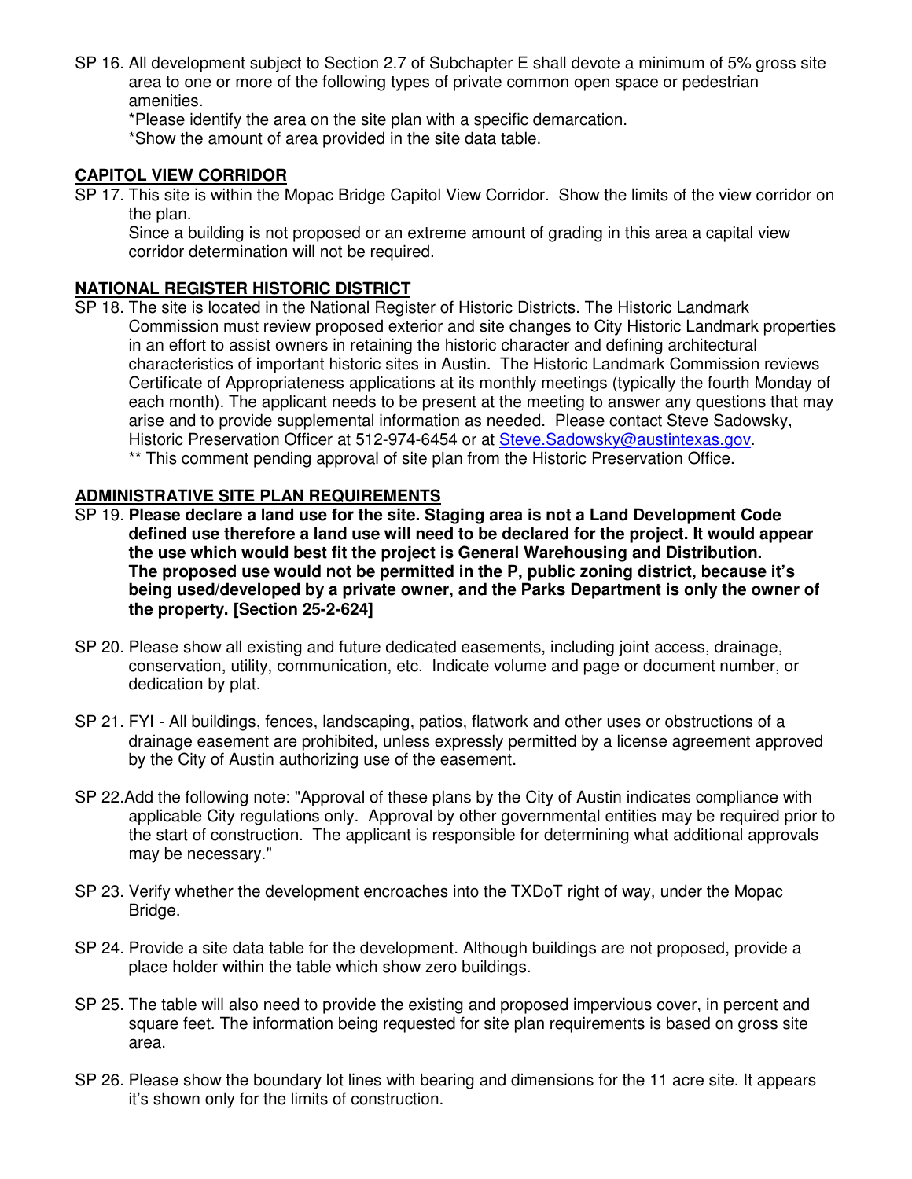SP 16. All development subject to Section 2.7 of Subchapter E shall devote a minimum of 5% gross site area to one or more of the following types of private common open space or pedestrian amenities.
*Please identify the area on the site plan with a specific demarcation.
*Show the amount of area provided in the site data table.

**CAPITOL VIEW CORRIDOR**

SP 17. This site is within the Mopac Bridge Capitol View Corridor. Show the limits of the view corridor on the plan.
Since a building is not proposed or an extreme amount of grading in this area a capital view corridor determination will not be required.

**NATIONAL REGISTER HISTORIC DISTRICT**

SP 18. The site is located in the National Register of Historic Districts. The Historic Landmark Commission must review proposed exterior and site changes to City Historic Landmark properties in an effort to assist owners in retaining the historic character and defining architectural characteristics of important historic sites in Austin. The Historic Landmark Commission reviews Certificate of Appropriateness applications at its monthly meetings (typically the fourth Monday of each month). The applicant needs to be present at the meeting to answer any questions that may arise and to provide supplemental information as needed. Please contact Steve Sadowsky, Historic Preservation Officer at 512-974-6454 or at Steve.Sadowsky@austintexas.gov.
** This comment pending approval of site plan from the Historic Preservation Office.

**ADMINISTRATIVE SITE PLAN REQUIREMENTS**

SP 19. **Please declare a land use for the site. Staging area is not a Land Development Code defined use therefore a land use will need to be declared for the project. It would appear the use which would best fit the project is General Warehousing and Distribution. The proposed use would not be permitted in the P, public zoning district, because it's being used/developed by a private owner, and the Parks Department is only the owner of the property. [Section 25-2-624]**

SP 20. Please show all existing and future dedicated easements, including joint access, drainage, conservation, utility, communication, etc. Indicate volume and page or document number, or dedication by plat.

SP 21. FYI - All buildings, fences, landscaping, patios, flatwork and other uses or obstructions of a drainage easement are prohibited, unless expressly permitted by a license agreement approved by the City of Austin authorizing use of the easement.

SP 22.Add the following note: "Approval of these plans by the City of Austin indicates compliance with applicable City regulations only. Approval by other governmental entities may be required prior to the start of construction. The applicant is responsible for determining what additional approvals may be necessary."

SP 23. Verify whether the development encroaches into the TXDoT right of way, under the Mopac Bridge.

SP 24. Provide a site data table for the development. Although buildings are not proposed, provide a place holder within the table which show zero buildings.

SP 25. The table will also need to provide the existing and proposed impervious cover, in percent and square feet. The information being requested for site plan requirements is based on gross site area.

SP 26. Please show the boundary lot lines with bearing and dimensions for the 11 acre site. It appears it's shown only for the limits of construction.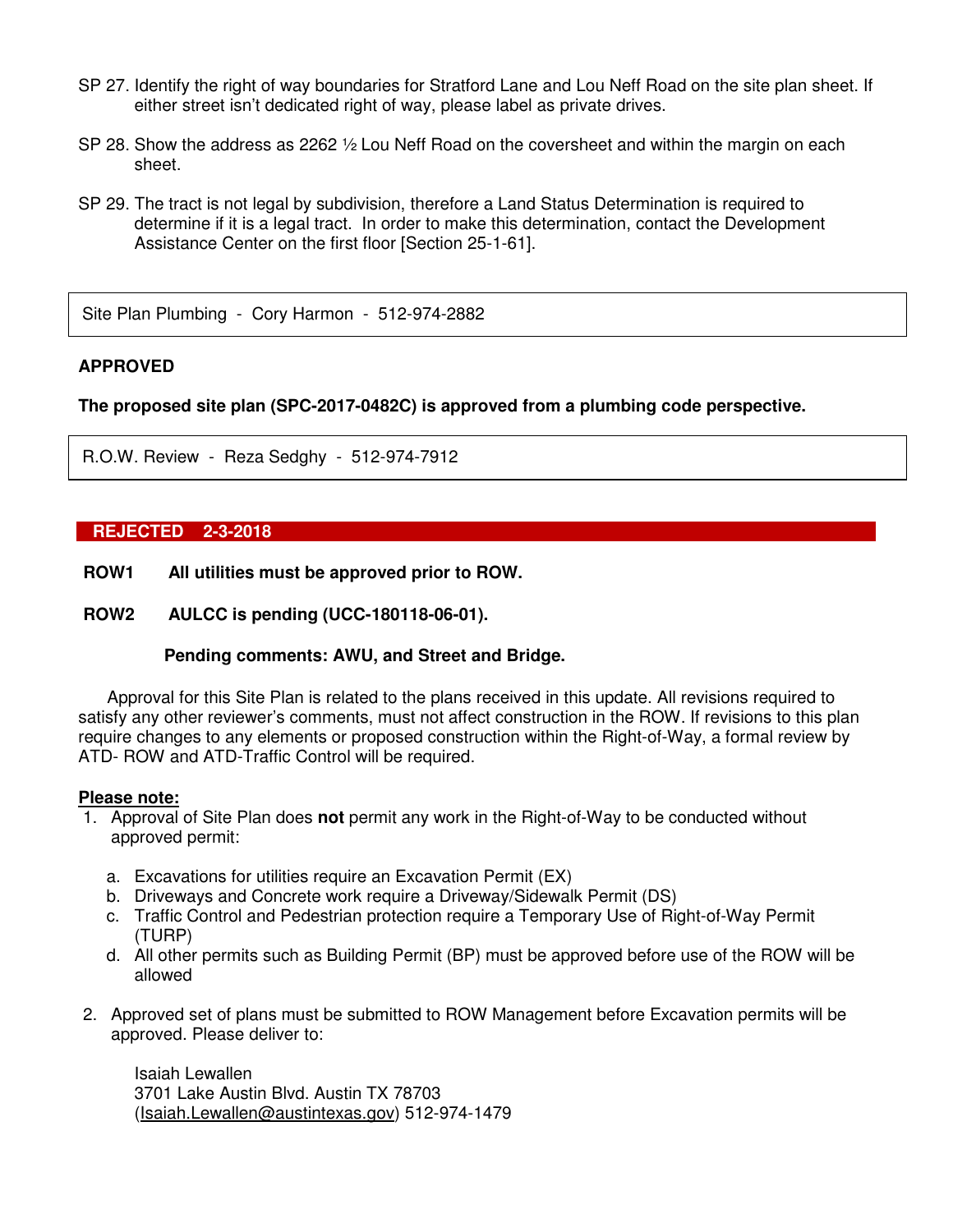SP 27. Identify the right of way boundaries for Stratford Lane and Lou Neff Road on the site plan sheet. If either street isn't dedicated right of way, please label as private drives.

SP 28. Show the address as 2262 ½ Lou Neff Road on the coversheet and within the margin on each sheet.

SP 29. The tract is not legal by subdivision, therefore a Land Status Determination is required to determine if it is a legal tract. In order to make this determination, contact the Development Assistance Center on the first floor [Section 25-1-61].

Site Plan Plumbing - Cory Harmon - 512-974-2882

**APPROVED**

**The proposed site plan (SPC-2017-0482C) is approved from a plumbing code perspective.**

R.O.W. Review - Reza Sedghy - 512-974-7912

**REJECTED 2-3-2018**

**ROW1 All utilities must be approved prior to ROW.**

**ROW2 AULCC is pending (UCC-180118-06-01).**

**Pending comments: AWU, and Street and Bridge.**

Approval for this Site Plan is related to the plans received in this update. All revisions required to satisfy any other reviewer's comments, must not affect construction in the ROW. If revisions to this plan require changes to any elements or proposed construction within the Right-of-Way, a formal review by ATD- ROW and ATD-Traffic Control will be required.

**Please note:**

1. Approval of Site Plan does **not** permit any work in the Right-of-Way to be conducted without approved permit:
   a. Excavations for utilities require an Excavation Permit (EX)
   b. Driveways and Concrete work require a Driveway/Sidewalk Permit (DS)
   c. Traffic Control and Pedestrian protection require a Temporary Use of Right-of-Way Permit (TURP)
   d. All other permits such as Building Permit (BP) must be approved before use of the ROW will be allowed

2. Approved set of plans must be submitted to ROW Management before Excavation permits will be approved. Please deliver to:

   Isaiah Lewallen
   3701 Lake Austin Blvd. Austin TX 78703
   (Isaiah.Lewallen@austintexas.gov) 512-974-1479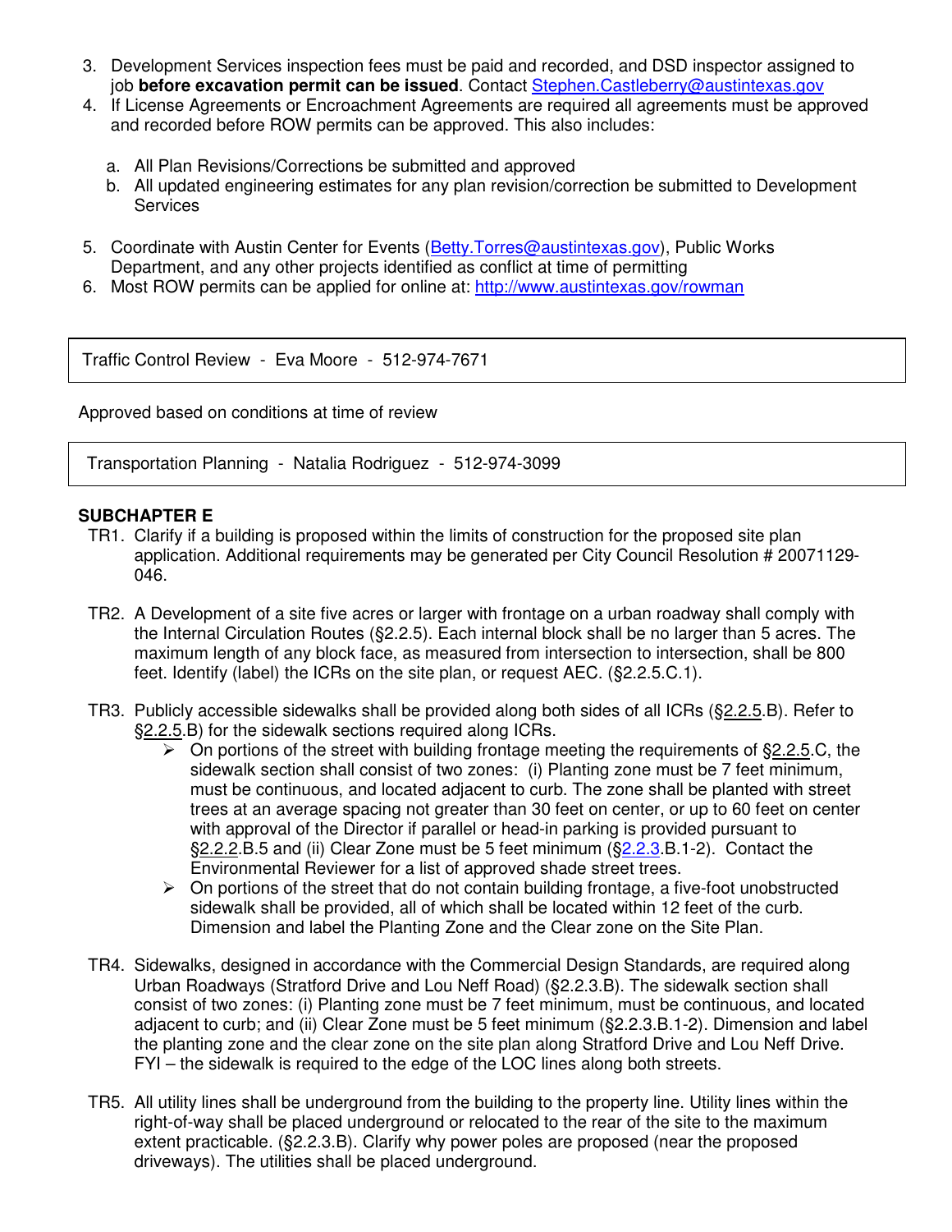3. Development Services inspection fees must be paid and recorded, and DSD inspector assigned to job **before excavation permit can be issued**. Contact Stephen.Castleberry@austintexas.gov
4. If License Agreements or Encroachment Agreements are required all agreements must be approved and recorded before ROW permits can be approved. This also includes:

   a. All Plan Revisions/Corrections be submitted and approved
   b. All updated engineering estimates for any plan revision/correction be submitted to Development Services

5. Coordinate with Austin Center for Events (Betty.Torres@austintexas.gov), Public Works Department, and any other projects identified as conflict at time of permitting
6. Most ROW permits can be applied for online at: http://www.austintexas.gov/rowman

Traffic Control Review - Eva Moore - 512-974-7671

Approved based on conditions at time of review

Transportation Planning - Natalia Rodriguez - 512-974-3099

**SUBCHAPTER E**

TR1. Clarify if a building is proposed within the limits of construction for the proposed site plan application. Additional requirements may be generated per City Council Resolution # 20071129-046.

TR2. A Development of a site five acres or larger with frontage on a urban roadway shall comply with the Internal Circulation Routes (§2.2.5). Each internal block shall be no larger than 5 acres. The maximum length of any block face, as measured from intersection to intersection, shall be 800 feet. Identify (label) the ICRs on the site plan, or request AEC. (§2.2.5.C.1).

TR3. Publicly accessible sidewalks shall be provided along both sides of all ICRs (§2.2.5.B). Refer to §2.2.5.B) for the sidewalk sections required along ICRs.
- On portions of the street with building frontage meeting the requirements of §2.2.5.C, the sidewalk section shall consist of two zones: (i) Planting zone must be 7 feet minimum, must be continuous, and located adjacent to curb. The zone shall be planted with street trees at an average spacing not greater than 30 feet on center, or up to 60 feet on center with approval of the Director if parallel or head-in parking is provided pursuant to §2.2.2.B.5 and (ii) Clear Zone must be 5 feet minimum (§2.2.3.B.1-2). Contact the Environmental Reviewer for a list of approved shade street trees.
- On portions of the street that do not contain building frontage, a five-foot unobstructed sidewalk shall be provided, all of which shall be located within 12 feet of the curb. Dimension and label the Planting Zone and the Clear zone on the Site Plan.

TR4. Sidewalks, designed in accordance with the Commercial Design Standards, are required along Urban Roadways (Stratford Drive and Lou Neff Road) (§2.2.3.B). The sidewalk section shall consist of two zones: (i) Planting zone must be 7 feet minimum, must be continuous, and located adjacent to curb; and (ii) Clear Zone must be 5 feet minimum (§2.2.3.B.1-2). Dimension and label the planting zone and the clear zone on the site plan along Stratford Drive and Lou Neff Drive. FYI – the sidewalk is required to the edge of the LOC lines along both streets.

TR5. All utility lines shall be underground from the building to the property line. Utility lines within the right-of-way shall be placed underground or relocated to the rear of the site to the maximum extent practicable. (§2.2.3.B). Clarify why power poles are proposed (near the proposed driveways). The utilities shall be placed underground.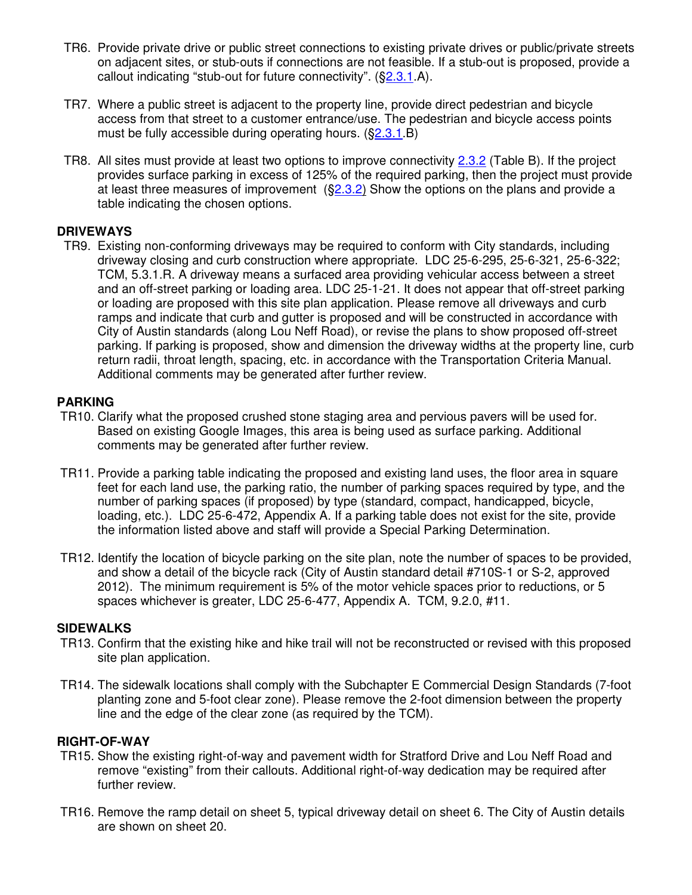TR6. Provide private drive or public street connections to existing private drives or public/private streets on adjacent sites, or stub-outs if connections are not feasible. If a stub-out is proposed, provide a callout indicating "stub-out for future connectivity". (§2.3.1.A).

TR7. Where a public street is adjacent to the property line, provide direct pedestrian and bicycle access from that street to a customer entrance/use. The pedestrian and bicycle access points must be fully accessible during operating hours. (§2.3.1.B)

TR8. All sites must provide at least two options to improve connectivity 2.3.2 (Table B). If the project provides surface parking in excess of 125% of the required parking, then the project must provide at least three measures of improvement (§2.3.2) Show the options on the plans and provide a table indicating the chosen options.

**DRIVEWAYS**

TR9. Existing non-conforming driveways may be required to conform with City standards, including driveway closing and curb construction where appropriate. LDC 25-6-295, 25-6-321, 25-6-322; TCM, 5.3.1.R. A driveway means a surfaced area providing vehicular access between a street and an off-street parking or loading area. LDC 25-1-21. It does not appear that off-street parking or loading are proposed with this site plan application. Please remove all driveways and curb ramps and indicate that curb and gutter is proposed and will be constructed in accordance with City of Austin standards (along Lou Neff Road), or revise the plans to show proposed off-street parking. If parking is proposed, show and dimension the driveway widths at the property line, curb return radii, throat length, spacing, etc. in accordance with the Transportation Criteria Manual. Additional comments may be generated after further review.

**PARKING**

TR10. Clarify what the proposed crushed stone staging area and pervious pavers will be used for. Based on existing Google Images, this area is being used as surface parking. Additional comments may be generated after further review.

TR11. Provide a parking table indicating the proposed and existing land uses, the floor area in square feet for each land use, the parking ratio, the number of parking spaces required by type, and the number of parking spaces (if proposed) by type (standard, compact, handicapped, bicycle, loading, etc.). LDC 25-6-472, Appendix A. If a parking table does not exist for the site, provide the information listed above and staff will provide a Special Parking Determination.

TR12. Identify the location of bicycle parking on the site plan, note the number of spaces to be provided, and show a detail of the bicycle rack (City of Austin standard detail #710S-1 or S-2, approved 2012). The minimum requirement is 5% of the motor vehicle spaces prior to reductions, or 5 spaces whichever is greater, LDC 25-6-477, Appendix A. TCM, 9.2.0, #11.

**SIDEWALKS**

TR13. Confirm that the existing hike and hike trail will not be reconstructed or revised with this proposed site plan application.

TR14. The sidewalk locations shall comply with the Subchapter E Commercial Design Standards (7-foot planting zone and 5-foot clear zone). Please remove the 2-foot dimension between the property line and the edge of the clear zone (as required by the TCM).

**RIGHT-OF-WAY**

TR15. Show the existing right-of-way and pavement width for Stratford Drive and Lou Neff Road and remove "existing" from their callouts. Additional right-of-way dedication may be required after further review.

TR16. Remove the ramp detail on sheet 5, typical driveway detail on sheet 6. The City of Austin details are shown on sheet 20.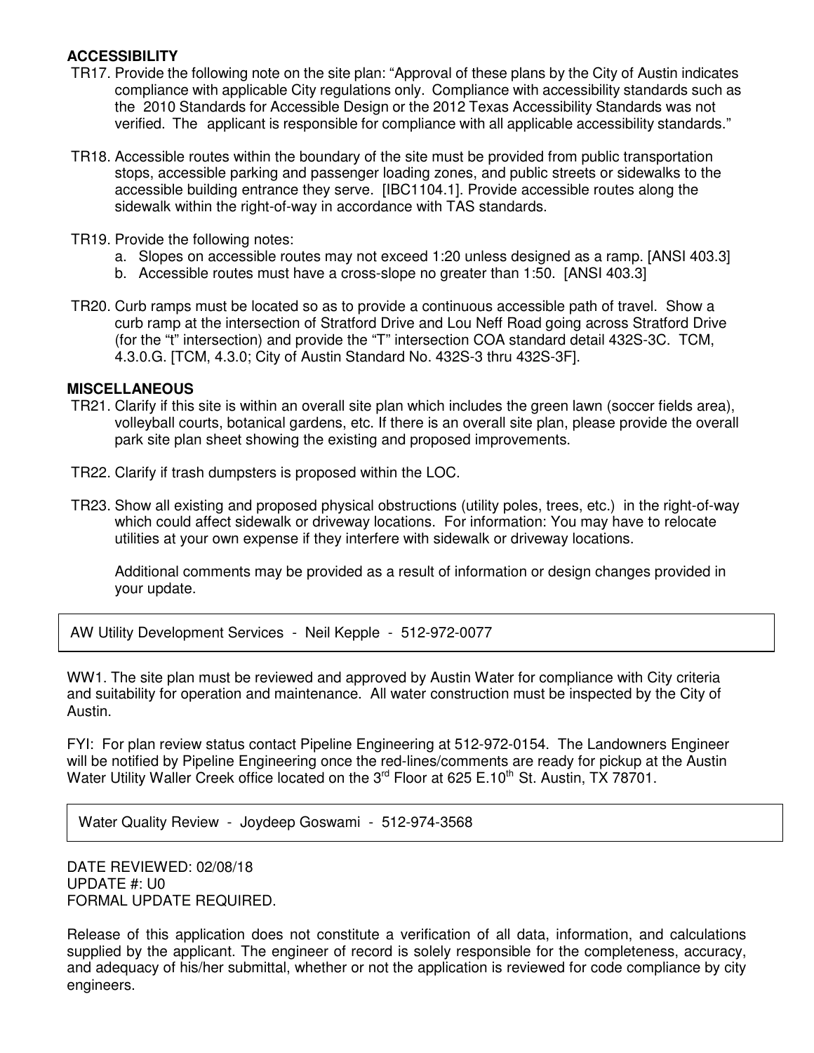**ACCESSIBILITY**

TR17. Provide the following note on the site plan: "Approval of these plans by the City of Austin indicates compliance with applicable City regulations only. Compliance with accessibility standards such as the 2010 Standards for Accessible Design or the 2012 Texas Accessibility Standards was not verified. The applicant is responsible for compliance with all applicable accessibility standards."

TR18. Accessible routes within the boundary of the site must be provided from public transportation stops, accessible parking and passenger loading zones, and public streets or sidewalks to the accessible building entrance they serve. [IBC1104.1]. Provide accessible routes along the sidewalk within the right-of-way in accordance with TAS standards.

TR19. Provide the following notes:

a. Slopes on accessible routes may not exceed 1:20 unless designed as a ramp. [ANSI 403.3]
b. Accessible routes must have a cross-slope no greater than 1:50. [ANSI 403.3]

TR20. Curb ramps must be located so as to provide a continuous accessible path of travel. Show a curb ramp at the intersection of Stratford Drive and Lou Neff Road going across Stratford Drive (for the "t" intersection) and provide the "T" intersection COA standard detail 432S-3C. TCM, 4.3.0.G. [TCM, 4.3.0; City of Austin Standard No. 432S-3 thru 432S-3F].

**MISCELLANEOUS**

TR21. Clarify if this site is within an overall site plan which includes the green lawn (soccer fields area), volleyball courts, botanical gardens, etc. If there is an overall site plan, please provide the overall park site plan sheet showing the existing and proposed improvements.

TR22. Clarify if trash dumpsters is proposed within the LOC.

TR23. Show all existing and proposed physical obstructions (utility poles, trees, etc.) in the right-of-way which could affect sidewalk or driveway locations. For information: You may have to relocate utilities at your own expense if they interfere with sidewalk or driveway locations.

Additional comments may be provided as a result of information or design changes provided in your update.

AW Utility Development Services - Neil Kepple - 512-972-0077

WW1. The site plan must be reviewed and approved by Austin Water for compliance with City criteria and suitability for operation and maintenance. All water construction must be inspected by the City of Austin.

FYI: For plan review status contact Pipeline Engineering at 512-972-0154. The Landowners Engineer will be notified by Pipeline Engineering once the red-lines/comments are ready for pickup at the Austin Water Utility Waller Creek office located on the 3rd Floor at 625 E.10th St. Austin, TX 78701.

Water Quality Review - Joydeep Goswami - 512-974-3568

DATE REVIEWED: 02/08/18
UPDATE #: U0
FORMAL UPDATE REQUIRED.

Release of this application does not constitute a verification of all data, information, and calculations supplied by the applicant. The engineer of record is solely responsible for the completeness, accuracy, and adequacy of his/her submittal, whether or not the application is reviewed for code compliance by city engineers.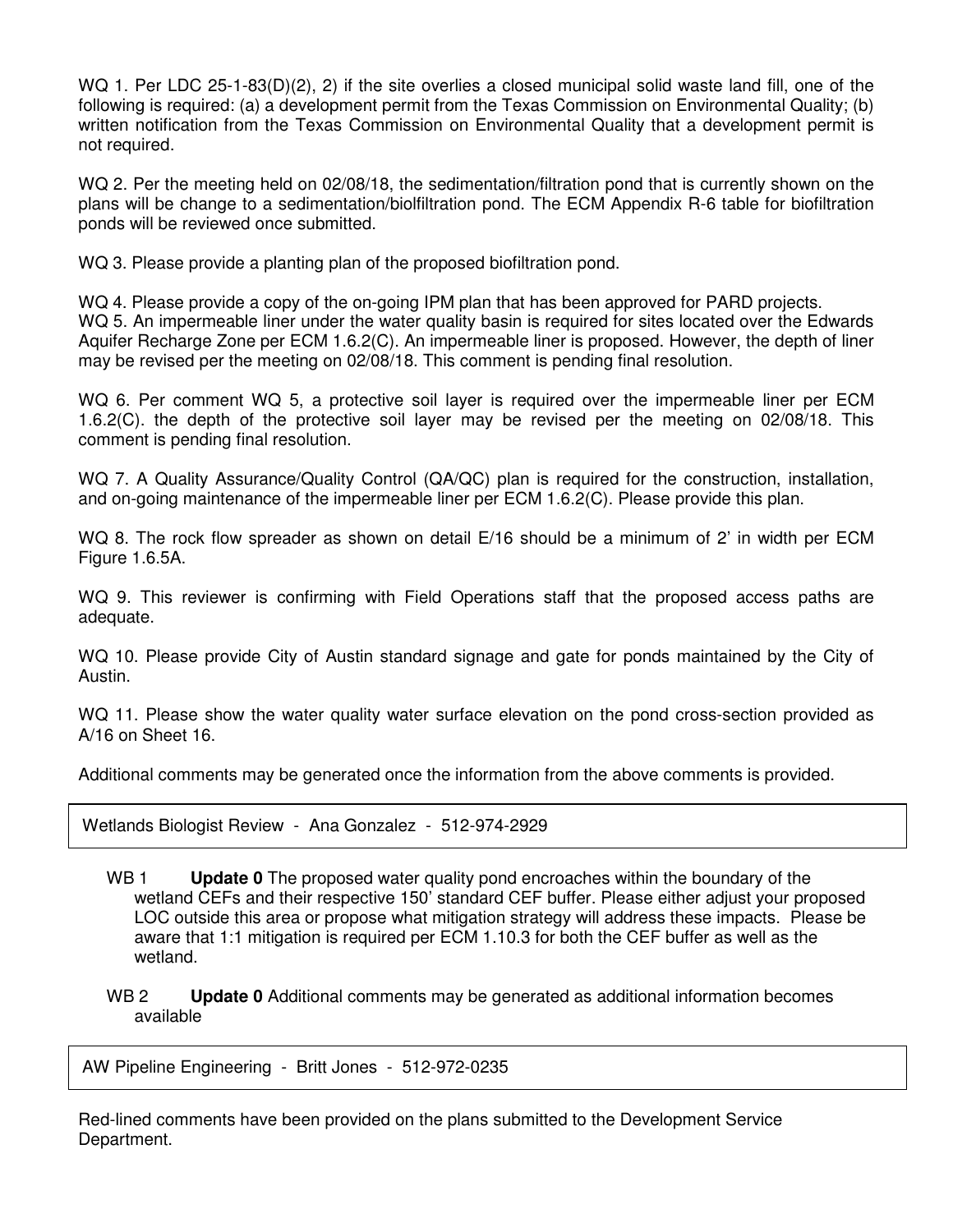WQ 1. Per LDC 25-1-83(D)(2), 2) if the site overlies a closed municipal solid waste land fill, one of the following is required: (a) a development permit from the Texas Commission on Environmental Quality; (b) written notification from the Texas Commission on Environmental Quality that a development permit is not required.

WQ 2. Per the meeting held on 02/08/18, the sedimentation/filtration pond that is currently shown on the plans will be change to a sedimentation/biolfiltration pond. The ECM Appendix R-6 table for biofiltration ponds will be reviewed once submitted.

WQ 3. Please provide a planting plan of the proposed biofiltration pond.

WQ 4. Please provide a copy of the on-going IPM plan that has been approved for PARD projects.

WQ 5. An impermeable liner under the water quality basin is required for sites located over the Edwards Aquifer Recharge Zone per ECM 1.6.2(C). An impermeable liner is proposed. However, the depth of liner may be revised per the meeting on 02/08/18. This comment is pending final resolution.

WQ 6. Per comment WQ 5, a protective soil layer is required over the impermeable liner per ECM 1.6.2(C). the depth of the protective soil layer may be revised per the meeting on 02/08/18. This comment is pending final resolution.

WQ 7. A Quality Assurance/Quality Control (QA/QC) plan is required for the construction, installation, and on-going maintenance of the impermeable liner per ECM 1.6.2(C). Please provide this plan.

WQ 8. The rock flow spreader as shown on detail E/16 should be a minimum of 2' in width per ECM Figure 1.6.5A.

WQ 9. This reviewer is confirming with Field Operations staff that the proposed access paths are adequate.

WQ 10. Please provide City of Austin standard signage and gate for ponds maintained by the City of Austin.

WQ 11. Please show the water quality water surface elevation on the pond cross-section provided as A/16 on Sheet 16.

Additional comments may be generated once the information from the above comments is provided.

Wetlands Biologist Review - Ana Gonzalez - 512-974-2929

WB 1 **Update 0** The proposed water quality pond encroaches within the boundary of the wetland CEFs and their respective 150' standard CEF buffer. Please either adjust your proposed LOC outside this area or propose what mitigation strategy will address these impacts. Please be aware that 1:1 mitigation is required per ECM 1.10.3 for both the CEF buffer as well as the wetland.

WB 2 **Update 0** Additional comments may be generated as additional information becomes available

AW Pipeline Engineering - Britt Jones - 512-972-0235

Red-lined comments have been provided on the plans submitted to the Development Service Department.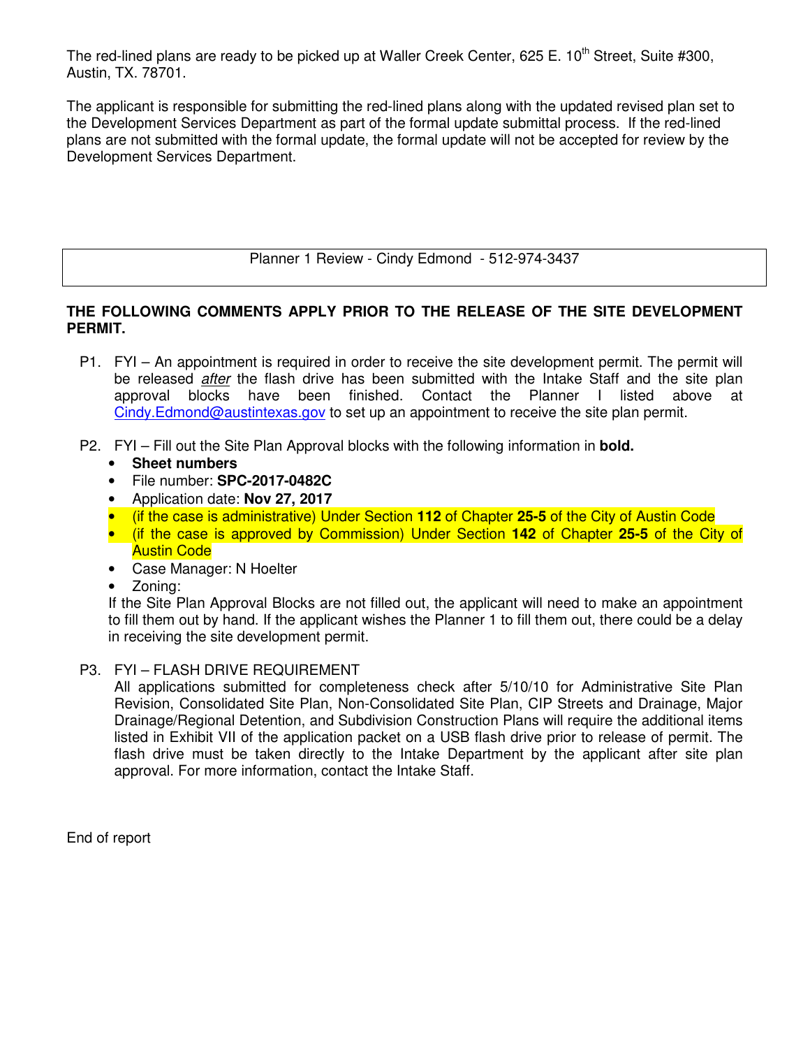The red-lined plans are ready to be picked up at Waller Creek Center, 625 E. 10th Street, Suite #300, Austin, TX. 78701.

The applicant is responsible for submitting the red-lined plans along with the updated revised plan set to the Development Services Department as part of the formal update submittal process. If the red-lined plans are not submitted with the formal update, the formal update will not be accepted for review by the Development Services Department.

| Planner 1 Review - Cindy Edmond - 512-974-3437 |
|---|

**THE FOLLOWING COMMENTS APPLY PRIOR TO THE RELEASE OF THE SITE DEVELOPMENT PERMIT.**

P1. FYI – An appointment is required in order to receive the site development permit. The permit will be released *after* the flash drive has been submitted with the Intake Staff and the site plan approval blocks have been finished. Contact the Planner I listed above at Cindy.Edmond@austintexas.gov to set up an appointment to receive the site plan permit.

P2. FYI – Fill out the Site Plan Approval blocks with the following information in **bold.**

- **Sheet numbers**
- File number: **SPC-2017-0482C**
- Application date: **Nov 27, 2017**
- (if the case is administrative) Under Section **112** of Chapter **25-5** of the City of Austin Code
- (if the case is approved by Commission) Under Section **142** of Chapter **25-5** of the City of Austin Code
- Case Manager: N Hoelter
- Zoning:

If the Site Plan Approval Blocks are not filled out, the applicant will need to make an appointment to fill them out by hand. If the applicant wishes the Planner 1 to fill them out, there could be a delay in receiving the site development permit.

P3. FYI – FLASH DRIVE REQUIREMENT
All applications submitted for completeness check after 5/10/10 for Administrative Site Plan Revision, Consolidated Site Plan, Non-Consolidated Site Plan, CIP Streets and Drainage, Major Drainage/Regional Detention, and Subdivision Construction Plans will require the additional items listed in Exhibit VII of the application packet on a USB flash drive prior to release of permit. The flash drive must be taken directly to the Intake Department by the applicant after site plan approval. For more information, contact the Intake Staff.

End of report